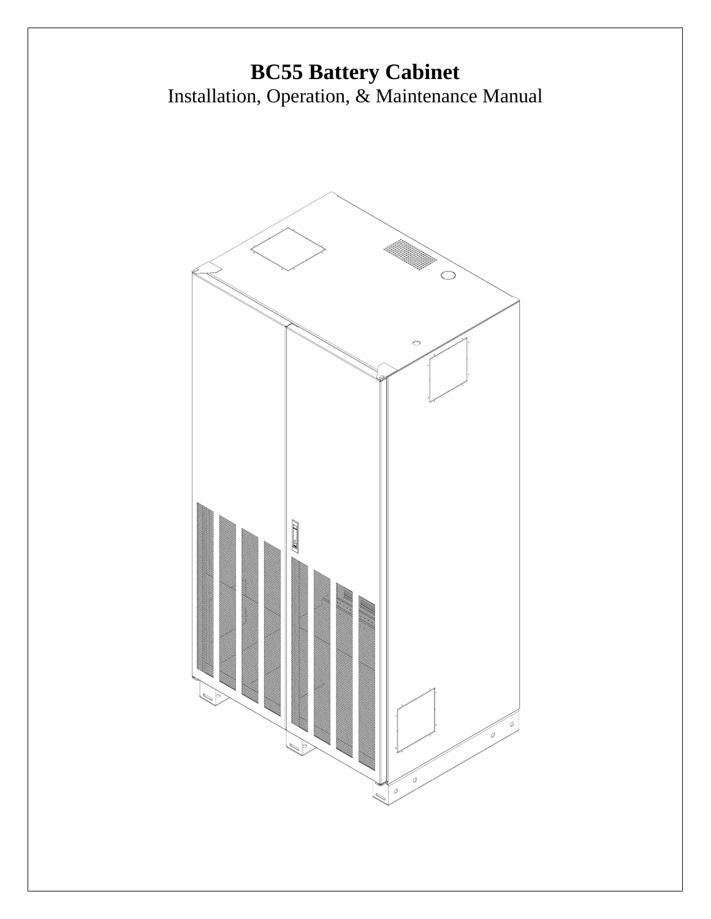# BC55 Battery Cabinet

Installation, Operation, & Maintenance Manual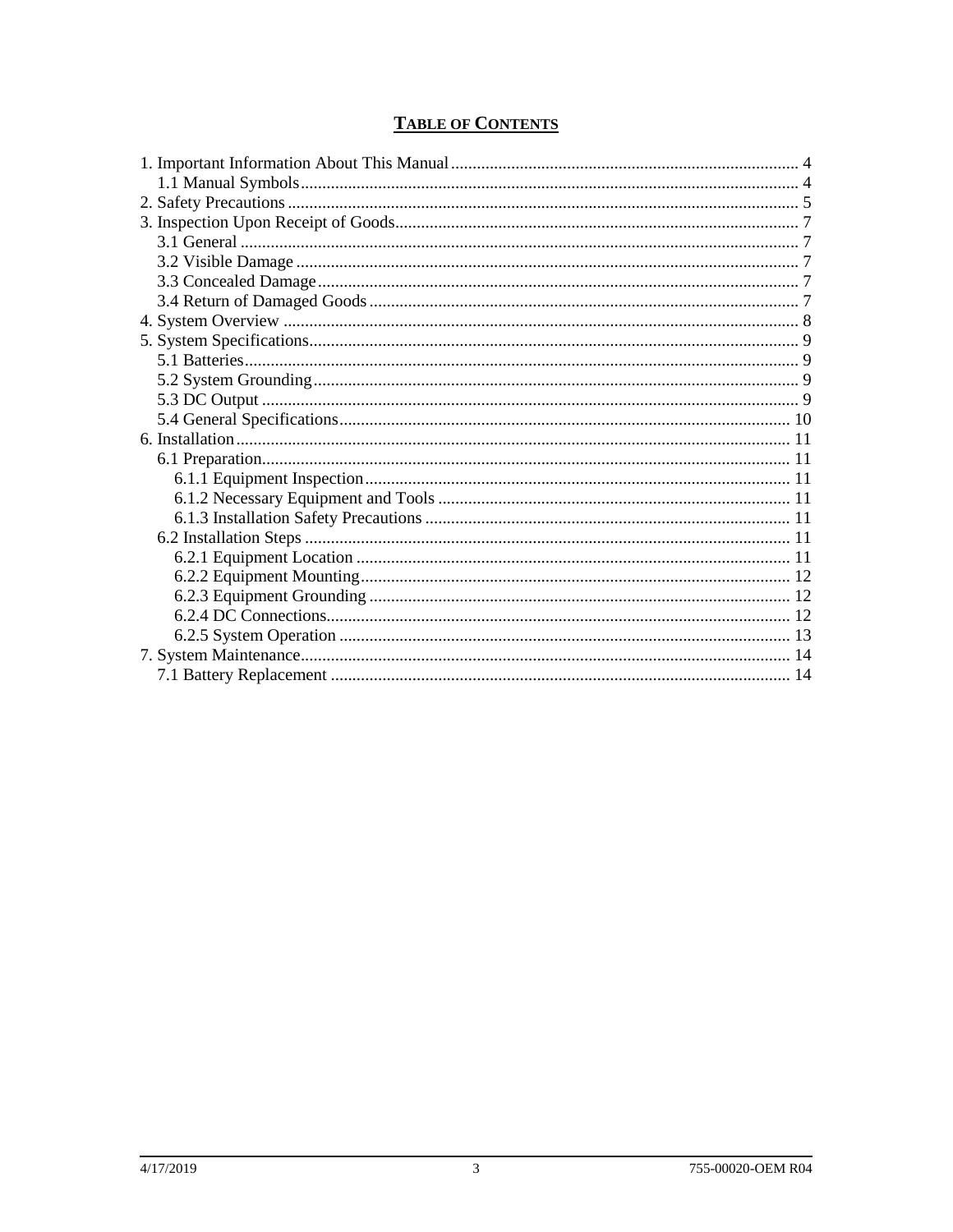## TABLE OF CONTENTS

1. Important Information About This Manual ..... 4
   - 1.1 Manual Symbols ..... 4
2. Safety Precautions ..... 5
3. Inspection Upon Receipt of Goods ..... 7
   - 3.1 General ..... 7
   - 3.2 Visible Damage ..... 7
   - 3.3 Concealed Damage ..... 7
   - 3.4 Return of Damaged Goods ..... 7
4. System Overview ..... 8
5. System Specifications ..... 9
   - 5.1 Batteries ..... 9
   - 5.2 System Grounding ..... 9
   - 5.3 DC Output ..... 9
   - 5.4 General Specifications ..... 10
6. Installation ..... 11
   - 6.1 Preparation ..... 11
     - 6.1.1 Equipment Inspection ..... 11
     - 6.1.2 Necessary Equipment and Tools ..... 11
     - 6.1.3 Installation Safety Precautions ..... 11
   - 6.2 Installation Steps ..... 11
     - 6.2.1 Equipment Location ..... 11
     - 6.2.2 Equipment Mounting ..... 12
     - 6.2.3 Equipment Grounding ..... 12
     - 6.2.4 DC Connections ..... 12
     - 6.2.5 System Operation ..... 13
7. System Maintenance ..... 14
   - 7.1 Battery Replacement ..... 14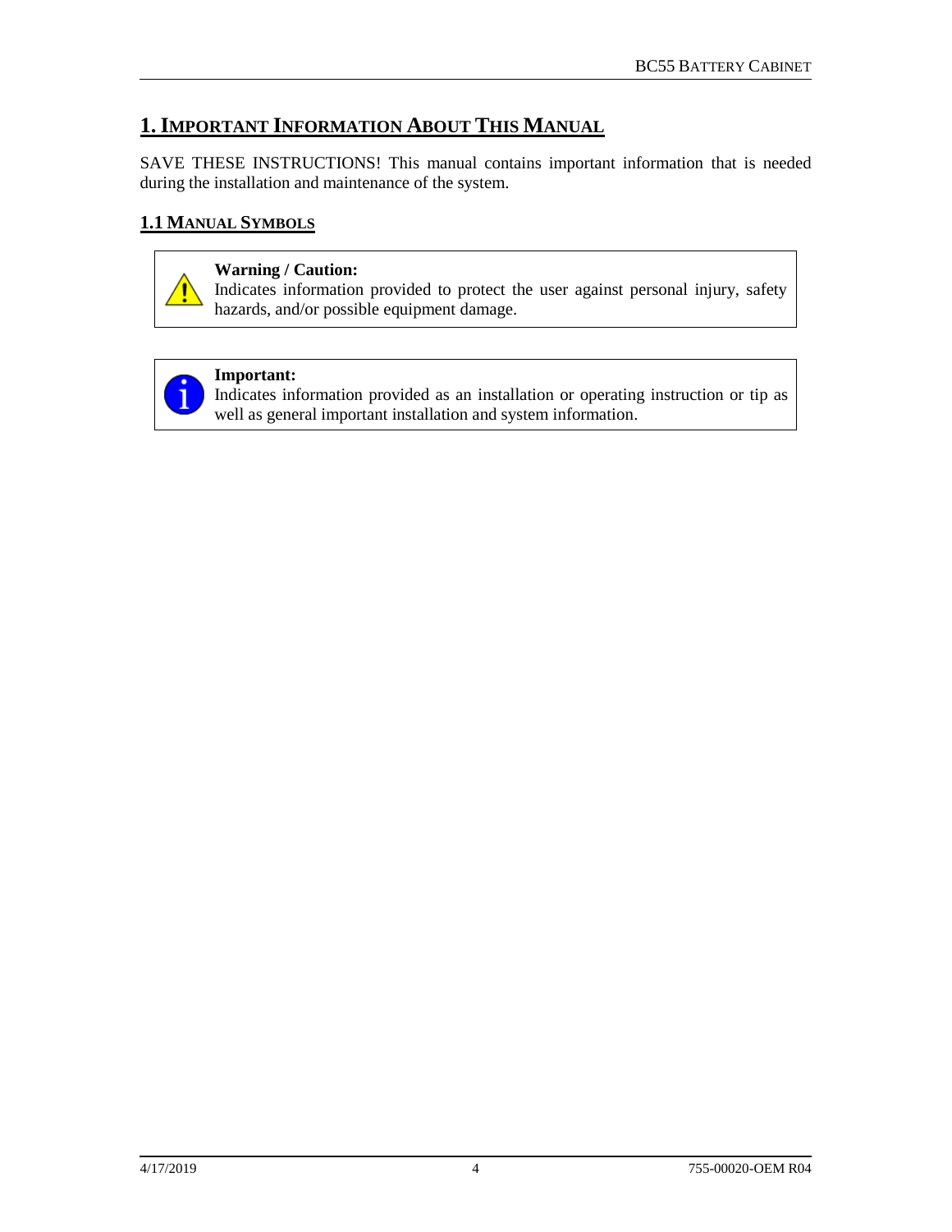# 1. Important Information About This Manual

SAVE THESE INSTRUCTIONS! This manual contains important information that is needed during the installation and maintenance of the system.

## 1.1 Manual Symbols

> **Warning / Caution:**
> Indicates information provided to protect the user against personal injury, safety hazards, and/or possible equipment damage.

> **Important:**
> Indicates information provided as an installation or operating instruction or tip as well as general important installation and system information.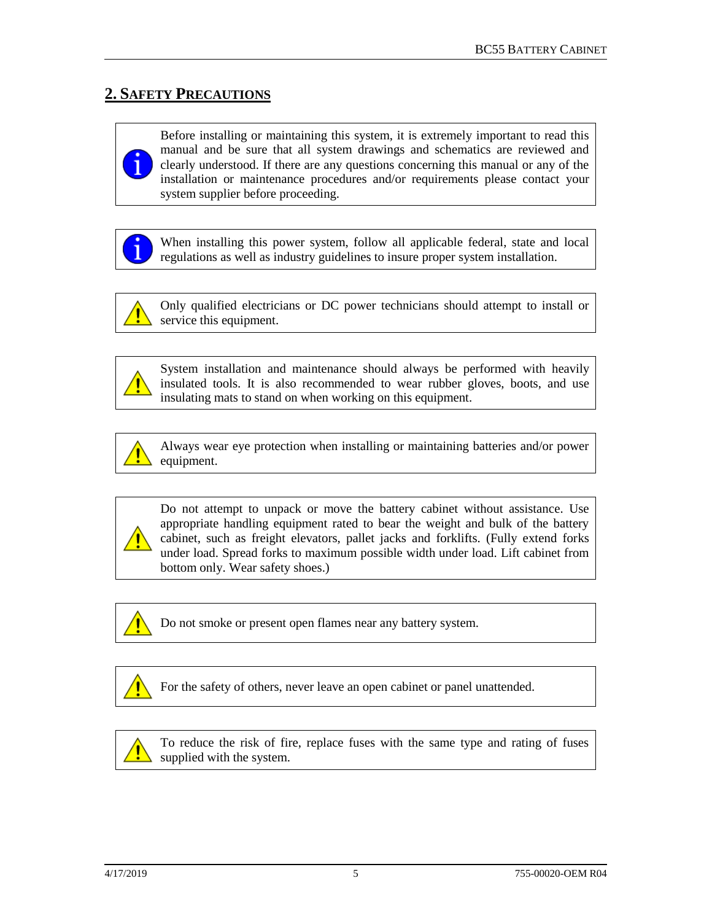## 2. SAFETY PRECAUTIONS

Before installing or maintaining this system, it is extremely important to read this manual and be sure that all system drawings and schematics are reviewed and clearly understood. If there are any questions concerning this manual or any of the installation or maintenance procedures and/or requirements please contact your system supplier before proceeding.

When installing this power system, follow all applicable federal, state and local regulations as well as industry guidelines to insure proper system installation.

Only qualified electricians or DC power technicians should attempt to install or service this equipment.

System installation and maintenance should always be performed with heavily insulated tools. It is also recommended to wear rubber gloves, boots, and use insulating mats to stand on when working on this equipment.

Always wear eye protection when installing or maintaining batteries and/or power equipment.

Do not attempt to unpack or move the battery cabinet without assistance. Use appropriate handling equipment rated to bear the weight and bulk of the battery cabinet, such as freight elevators, pallet jacks and forklifts. (Fully extend forks under load. Spread forks to maximum possible width under load. Lift cabinet from bottom only. Wear safety shoes.)

Do not smoke or present open flames near any battery system.

For the safety of others, never leave an open cabinet or panel unattended.

To reduce the risk of fire, replace fuses with the same type and rating of fuses supplied with the system.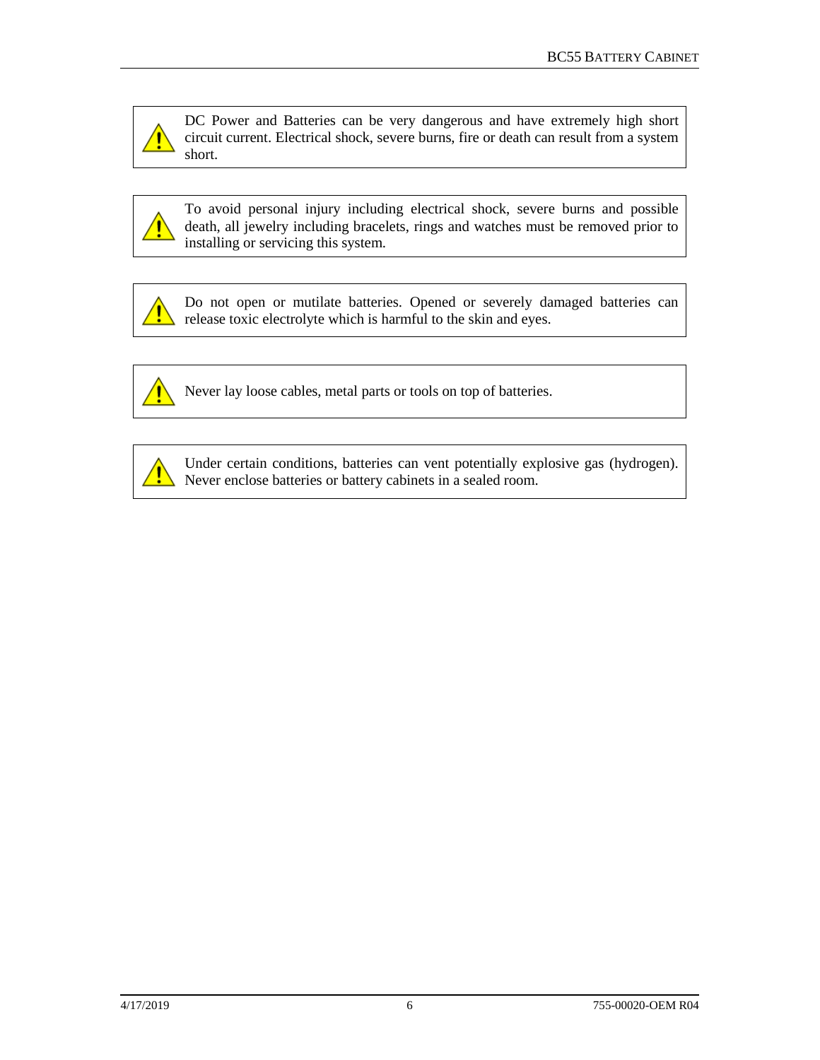> ⚠ DC Power and Batteries can be very dangerous and have extremely high short circuit current. Electrical shock, severe burns, fire or death can result from a system short.

> ⚠ To avoid personal injury including electrical shock, severe burns and possible death, all jewelry including bracelets, rings and watches must be removed prior to installing or servicing this system.

> ⚠ Do not open or mutilate batteries. Opened or severely damaged batteries can release toxic electrolyte which is harmful to the skin and eyes.

> ⚠ Never lay loose cables, metal parts or tools on top of batteries.

> ⚠ Under certain conditions, batteries can vent potentially explosive gas (hydrogen). Never enclose batteries or battery cabinets in a sealed room.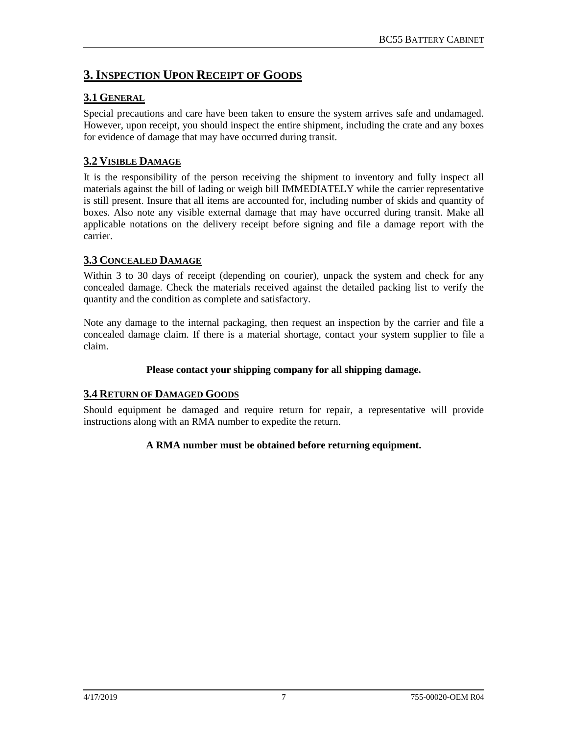# 3. INSPECTION UPON RECEIPT OF GOODS

## 3.1 GENERAL

Special precautions and care have been taken to ensure the system arrives safe and undamaged. However, upon receipt, you should inspect the entire shipment, including the crate and any boxes for evidence of damage that may have occurred during transit.

## 3.2 VISIBLE DAMAGE

It is the responsibility of the person receiving the shipment to inventory and fully inspect all materials against the bill of lading or weigh bill IMMEDIATELY while the carrier representative is still present. Insure that all items are accounted for, including number of skids and quantity of boxes. Also note any visible external damage that may have occurred during transit. Make all applicable notations on the delivery receipt before signing and file a damage report with the carrier.

## 3.3 CONCEALED DAMAGE

Within 3 to 30 days of receipt (depending on courier), unpack the system and check for any concealed damage. Check the materials received against the detailed packing list to verify the quantity and the condition as complete and satisfactory.

Note any damage to the internal packaging, then request an inspection by the carrier and file a concealed damage claim. If there is a material shortage, contact your system supplier to file a claim.

**Please contact your shipping company for all shipping damage.**

## 3.4 RETURN OF DAMAGED GOODS

Should equipment be damaged and require return for repair, a representative will provide instructions along with an RMA number to expedite the return.

**A RMA number must be obtained before returning equipment.**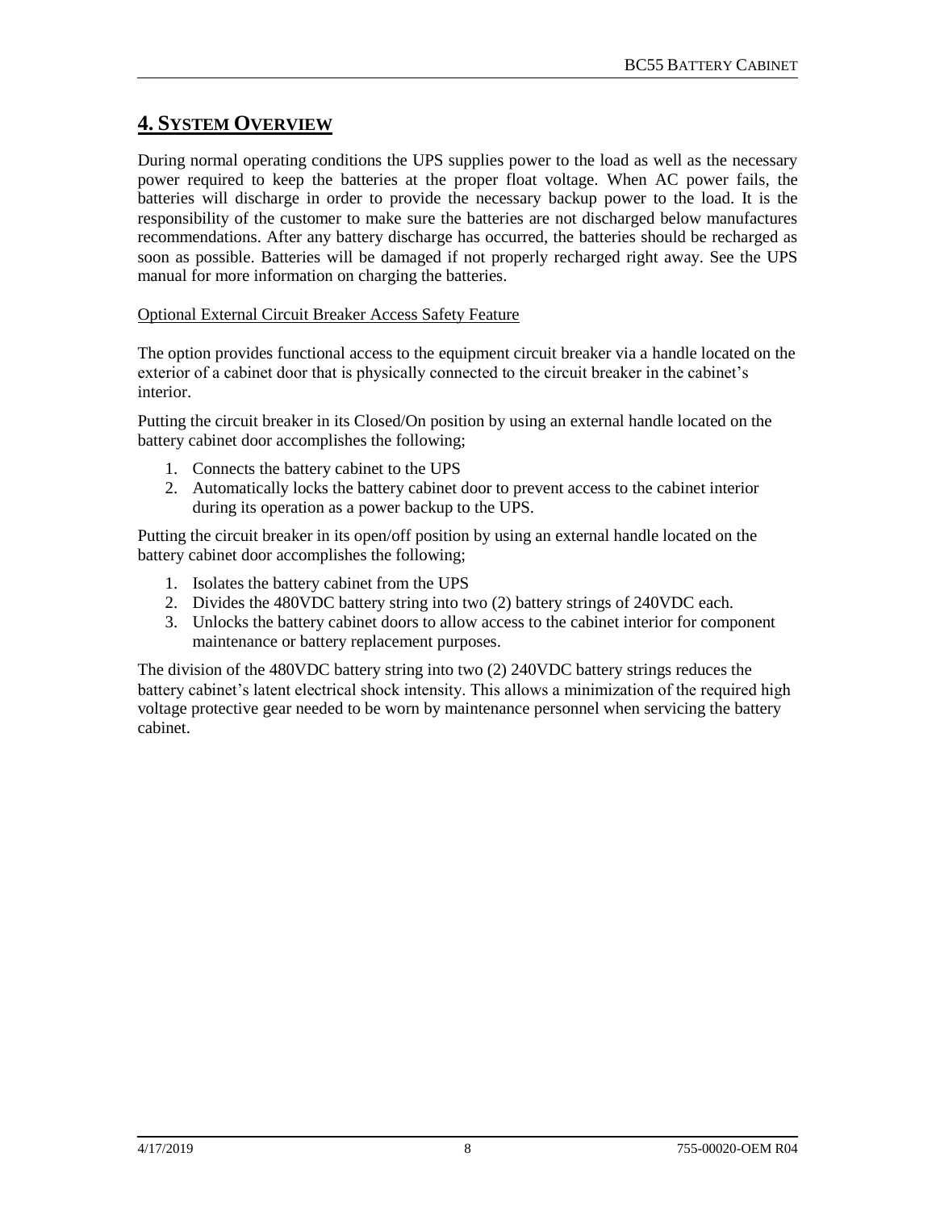# 4. SYSTEM OVERVIEW

During normal operating conditions the UPS supplies power to the load as well as the necessary power required to keep the batteries at the proper float voltage. When AC power fails, the batteries will discharge in order to provide the necessary backup power to the load. It is the responsibility of the customer to make sure the batteries are not discharged below manufactures recommendations. After any battery discharge has occurred, the batteries should be recharged as soon as possible. Batteries will be damaged if not properly recharged right away. See the UPS manual for more information on charging the batteries.

Optional External Circuit Breaker Access Safety Feature

The option provides functional access to the equipment circuit breaker via a handle located on the exterior of a cabinet door that is physically connected to the circuit breaker in the cabinet's interior.

Putting the circuit breaker in its Closed/On position by using an external handle located on the battery cabinet door accomplishes the following;

1. Connects the battery cabinet to the UPS
2. Automatically locks the battery cabinet door to prevent access to the cabinet interior during its operation as a power backup to the UPS.

Putting the circuit breaker in its open/off position by using an external handle located on the battery cabinet door accomplishes the following;

1. Isolates the battery cabinet from the UPS
2. Divides the 480VDC battery string into two (2) battery strings of 240VDC each.
3. Unlocks the battery cabinet doors to allow access to the cabinet interior for component maintenance or battery replacement purposes.

The division of the 480VDC battery string into two (2) 240VDC battery strings reduces the battery cabinet's latent electrical shock intensity. This allows a minimization of the required high voltage protective gear needed to be worn by maintenance personnel when servicing the battery cabinet.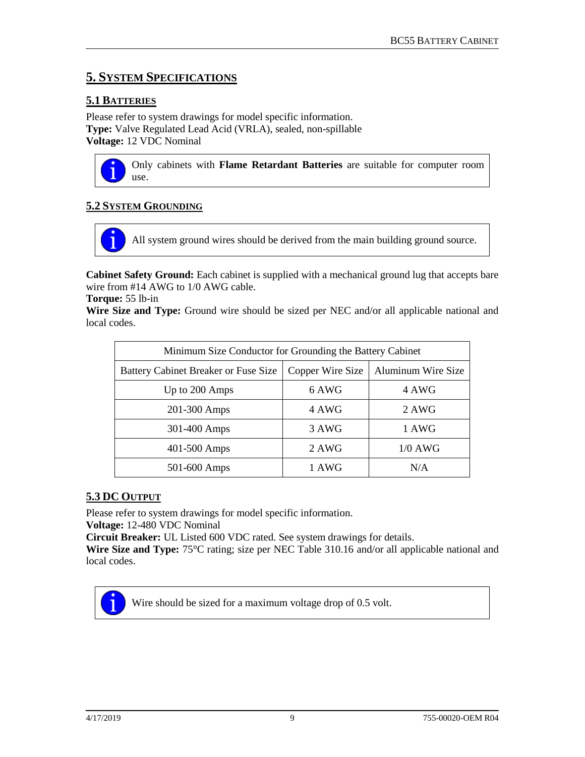# 5. System Specifications

## 5.1 Batteries

Please refer to system drawings for model specific information.
**Type:** Valve Regulated Lead Acid (VRLA), sealed, non-spillable
**Voltage:** 12 VDC Nominal

> Only cabinets with **Flame Retardant Batteries** are suitable for computer room use.

## 5.2 System Grounding

> All system ground wires should be derived from the main building ground source.

**Cabinet Safety Ground:** Each cabinet is supplied with a mechanical ground lug that accepts bare wire from #14 AWG to 1/0 AWG cable.
**Torque:** 55 lb-in
**Wire Size and Type:** Ground wire should be sized per NEC and/or all applicable national and local codes.

| Minimum Size Conductor for Grounding the Battery Cabinet | | |
|---|---|---|
| Battery Cabinet Breaker or Fuse Size | Copper Wire Size | Aluminum Wire Size |
| Up to 200 Amps | 6 AWG | 4 AWG |
| 201-300 Amps | 4 AWG | 2 AWG |
| 301-400 Amps | 3 AWG | 1 AWG |
| 401-500 Amps | 2 AWG | 1/0 AWG |
| 501-600 Amps | 1 AWG | N/A |

## 5.3 DC Output

Please refer to system drawings for model specific information.
**Voltage:** 12-480 VDC Nominal
**Circuit Breaker:** UL Listed 600 VDC rated. See system drawings for details.
**Wire Size and Type:** 75°C rating; size per NEC Table 310.16 and/or all applicable national and local codes.

> Wire should be sized for a maximum voltage drop of 0.5 volt.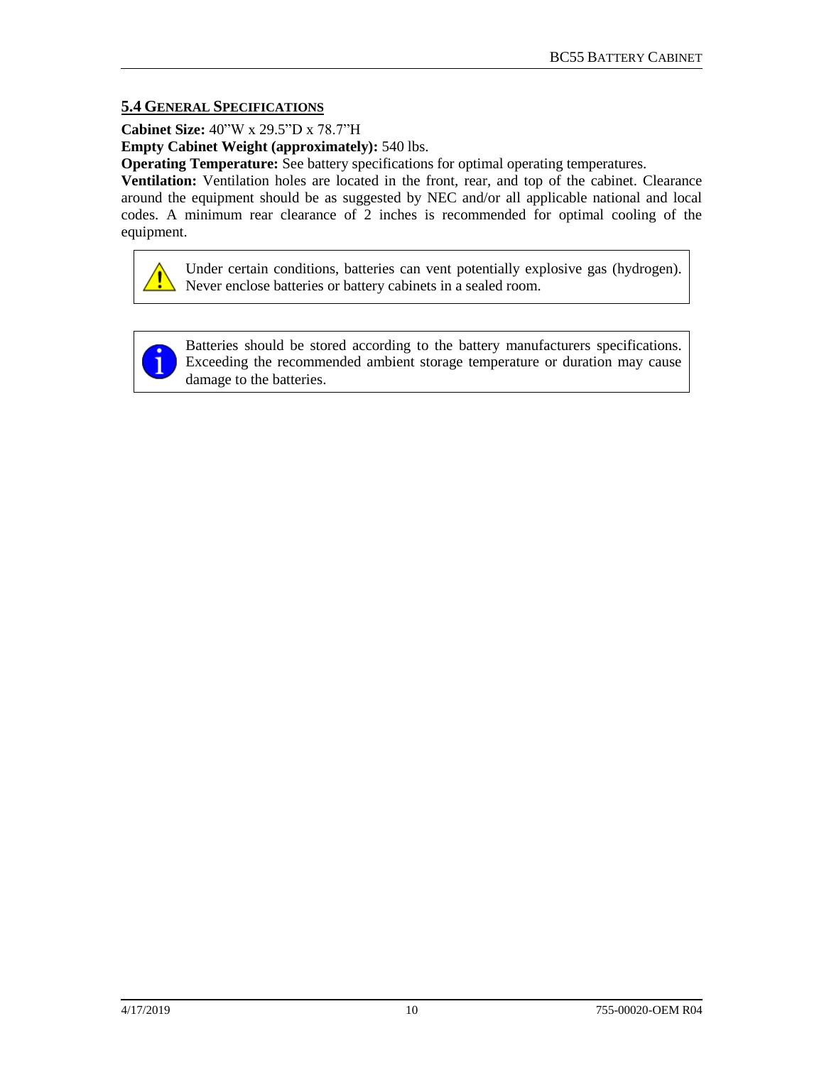## 5.4 General Specifications

**Cabinet Size:** 40"W x 29.5"D x 78.7"H

**Empty Cabinet Weight (approximately):** 540 lbs.

**Operating Temperature:** See battery specifications for optimal operating temperatures.

**Ventilation:** Ventilation holes are located in the front, rear, and top of the cabinet. Clearance around the equipment should be as suggested by NEC and/or all applicable national and local codes. A minimum rear clearance of 2 inches is recommended for optimal cooling of the equipment.

> ⚠ Under certain conditions, batteries can vent potentially explosive gas (hydrogen). Never enclose batteries or battery cabinets in a sealed room.

> ℹ Batteries should be stored according to the battery manufacturers specifications. Exceeding the recommended ambient storage temperature or duration may cause damage to the batteries.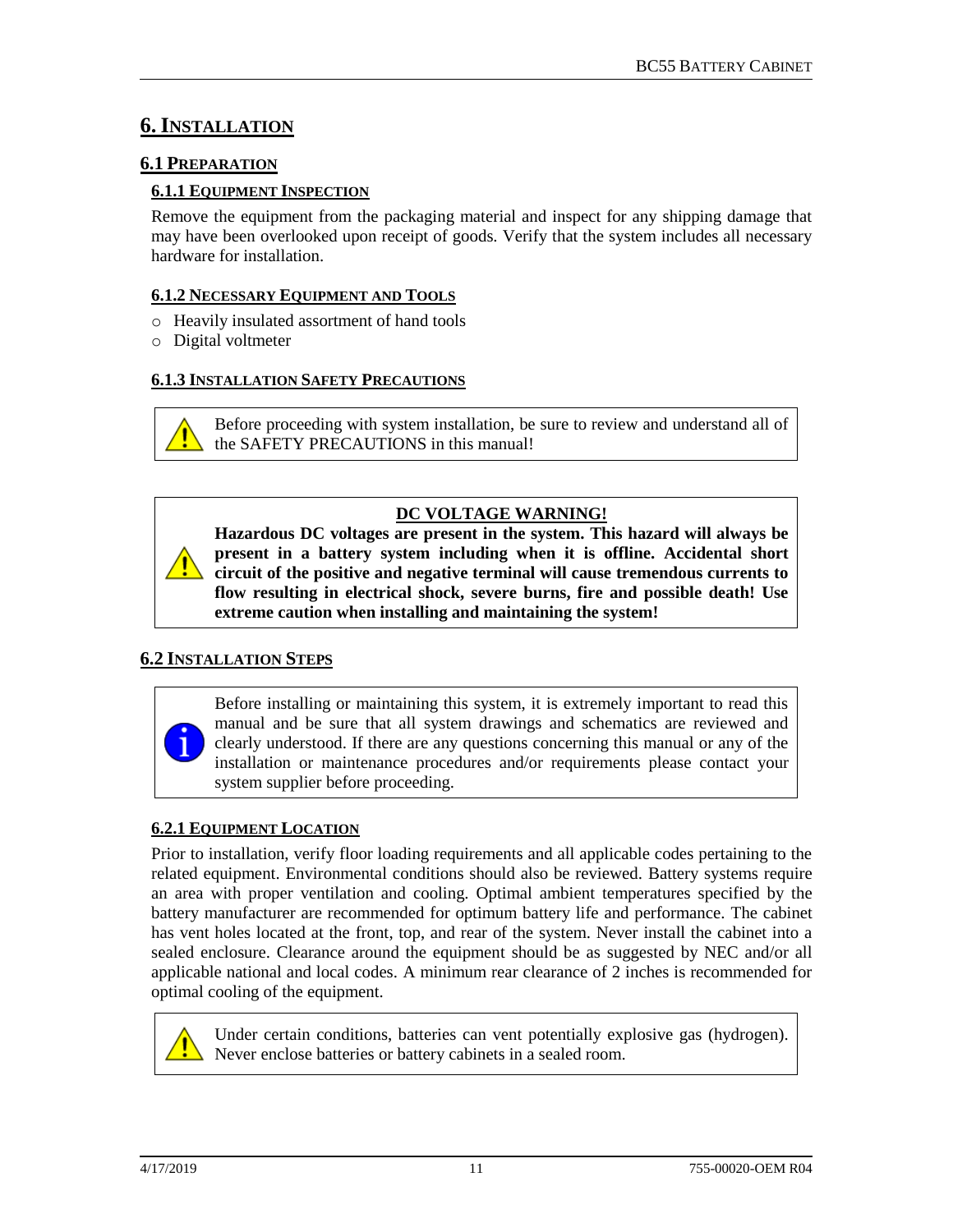# 6. INSTALLATION

## 6.1 PREPARATION

### 6.1.1 EQUIPMENT INSPECTION

Remove the equipment from the packaging material and inspect for any shipping damage that may have been overlooked upon receipt of goods. Verify that the system includes all necessary hardware for installation.

### 6.1.2 NECESSARY EQUIPMENT AND TOOLS

- Heavily insulated assortment of hand tools
- Digital voltmeter

### 6.1.3 INSTALLATION SAFETY PRECAUTIONS

> Before proceeding with system installation, be sure to review and understand all of the SAFETY PRECAUTIONS in this manual!

> **DC VOLTAGE WARNING!**
>
> **Hazardous DC voltages are present in the system. This hazard will always be present in a battery system including when it is offline. Accidental short circuit of the positive and negative terminal will cause tremendous currents to flow resulting in electrical shock, severe burns, fire and possible death! Use extreme caution when installing and maintaining the system!**

## 6.2 INSTALLATION STEPS

> Before installing or maintaining this system, it is extremely important to read this manual and be sure that all system drawings and schematics are reviewed and clearly understood. If there are any questions concerning this manual or any of the installation or maintenance procedures and/or requirements please contact your system supplier before proceeding.

### 6.2.1 EQUIPMENT LOCATION

Prior to installation, verify floor loading requirements and all applicable codes pertaining to the related equipment. Environmental conditions should also be reviewed. Battery systems require an area with proper ventilation and cooling. Optimal ambient temperatures specified by the battery manufacturer are recommended for optimum battery life and performance. The cabinet has vent holes located at the front, top, and rear of the system. Never install the cabinet into a sealed enclosure. Clearance around the equipment should be as suggested by NEC and/or all applicable national and local codes. A minimum rear clearance of 2 inches is recommended for optimal cooling of the equipment.

> Under certain conditions, batteries can vent potentially explosive gas (hydrogen). Never enclose batteries or battery cabinets in a sealed room.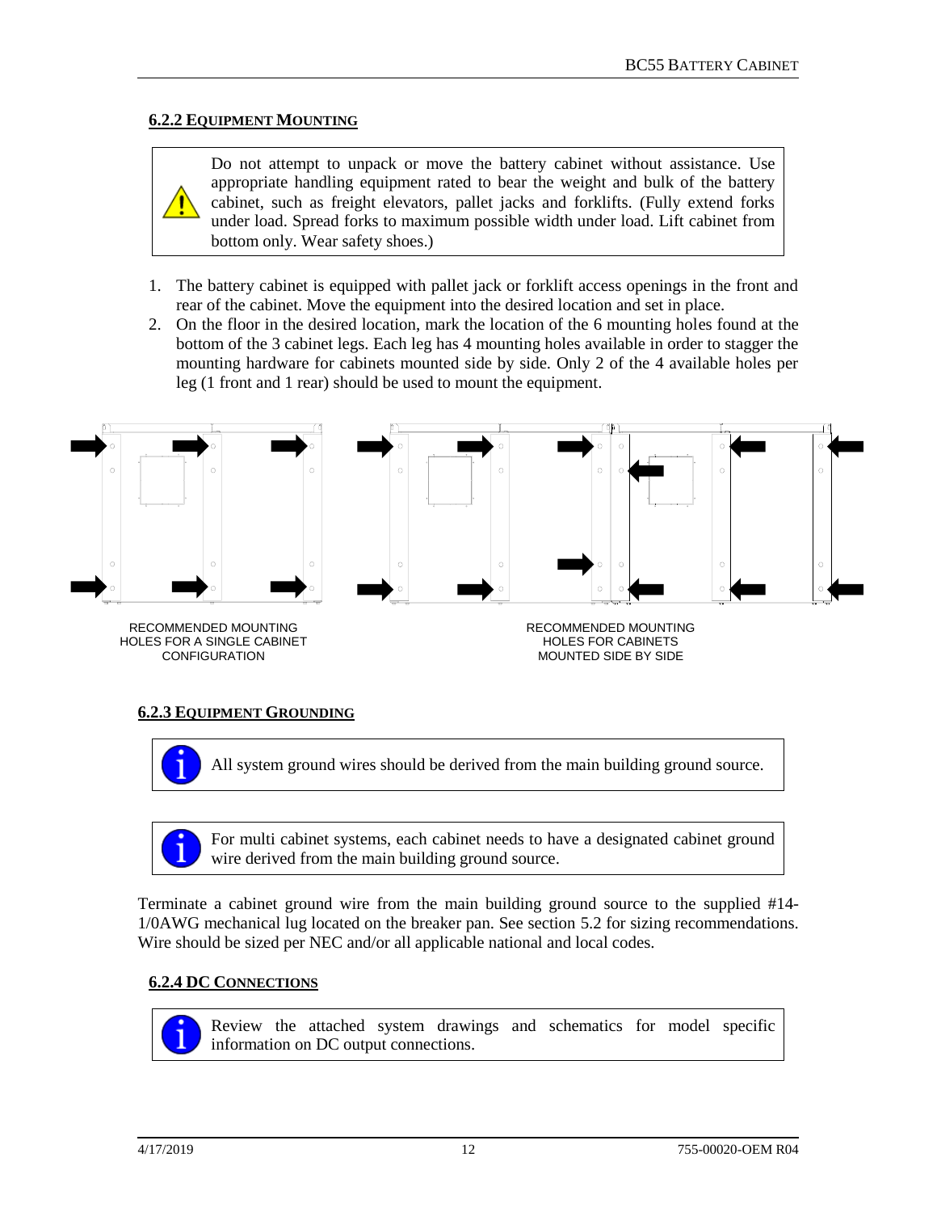### 6.2.2 EQUIPMENT MOUNTING

> ⚠ Do not attempt to unpack or move the battery cabinet without assistance. Use appropriate handling equipment rated to bear the weight and bulk of the battery cabinet, such as freight elevators, pallet jacks and forklifts. (Fully extend forks under load. Spread forks to maximum possible width under load. Lift cabinet from bottom only. Wear safety shoes.)

1. The battery cabinet is equipped with pallet jack or forklift access openings in the front and rear of the cabinet. Move the equipment into the desired location and set in place.
2. On the floor in the desired location, mark the location of the 6 mounting holes found at the bottom of the 3 cabinet legs. Each leg has 4 mounting holes available in order to stagger the mounting hardware for cabinets mounted side by side. Only 2 of the 4 available holes per leg (1 front and 1 rear) should be used to mount the equipment.

RECOMMENDED MOUNTING HOLES FOR A SINGLE CABINET CONFIGURATION

RECOMMENDED MOUNTING HOLES FOR CABINETS MOUNTED SIDE BY SIDE

### 6.2.3 EQUIPMENT GROUNDING

> ℹ All system ground wires should be derived from the main building ground source.

> ℹ For multi cabinet systems, each cabinet needs to have a designated cabinet ground wire derived from the main building ground source.

Terminate a cabinet ground wire from the main building ground source to the supplied #14-1/0AWG mechanical lug located on the breaker pan. See section 5.2 for sizing recommendations. Wire should be sized per NEC and/or all applicable national and local codes.

### 6.2.4 DC CONNECTIONS

> ℹ Review the attached system drawings and schematics for model specific information on DC output connections.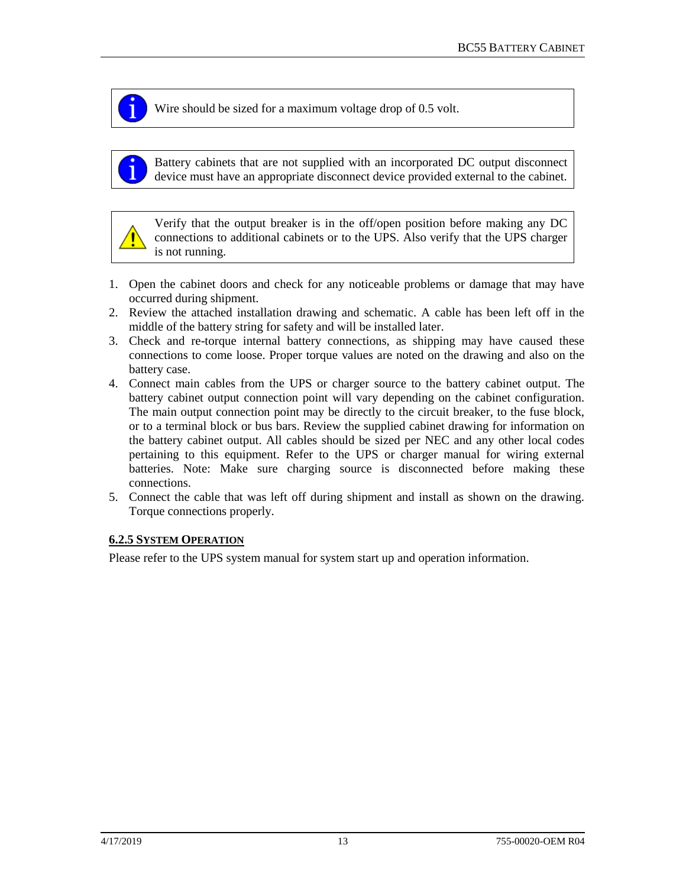Wire should be sized for a maximum voltage drop of 0.5 volt.

Battery cabinets that are not supplied with an incorporated DC output disconnect device must have an appropriate disconnect device provided external to the cabinet.

Verify that the output breaker is in the off/open position before making any DC connections to additional cabinets or to the UPS. Also verify that the UPS charger is not running.

1. Open the cabinet doors and check for any noticeable problems or damage that may have occurred during shipment.
2. Review the attached installation drawing and schematic. A cable has been left off in the middle of the battery string for safety and will be installed later.
3. Check and re-torque internal battery connections, as shipping may have caused these connections to come loose. Proper torque values are noted on the drawing and also on the battery case.
4. Connect main cables from the UPS or charger source to the battery cabinet output. The battery cabinet output connection point will vary depending on the cabinet configuration. The main output connection point may be directly to the circuit breaker, to the fuse block, or to a terminal block or bus bars. Review the supplied cabinet drawing for information on the battery cabinet output. All cables should be sized per NEC and any other local codes pertaining to this equipment. Refer to the UPS or charger manual for wiring external batteries. Note: Make sure charging source is disconnected before making these connections.
5. Connect the cable that was left off during shipment and install as shown on the drawing. Torque connections properly.

### 6.2.5 SYSTEM OPERATION

Please refer to the UPS system manual for system start up and operation information.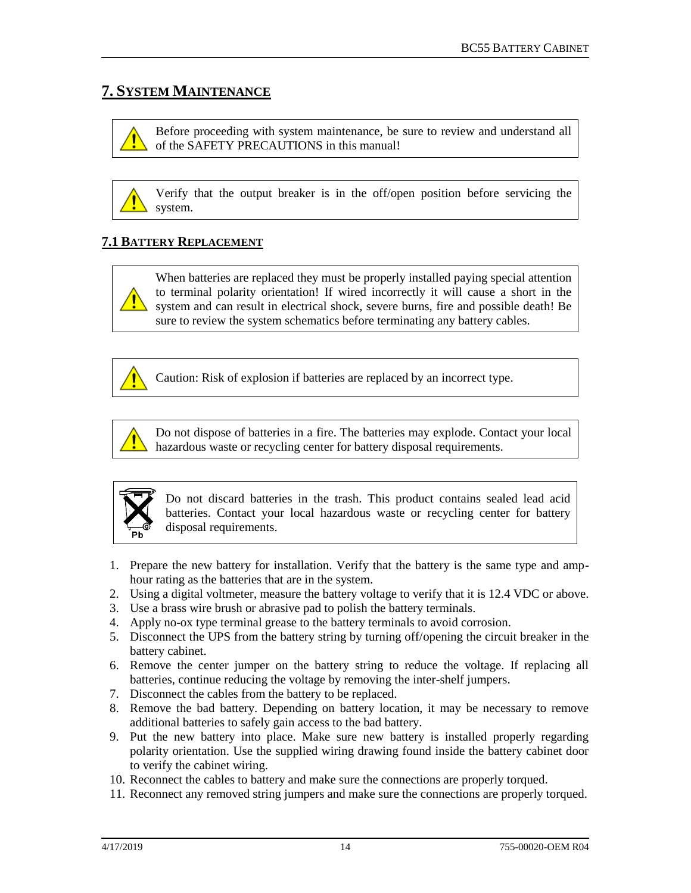# 7. SYSTEM MAINTENANCE

> Before proceeding with system maintenance, be sure to review and understand all of the SAFETY PRECAUTIONS in this manual!

> Verify that the output breaker is in the off/open position before servicing the system.

## 7.1 BATTERY REPLACEMENT

> When batteries are replaced they must be properly installed paying special attention to terminal polarity orientation! If wired incorrectly it will cause a short in the system and can result in electrical shock, severe burns, fire and possible death! Be sure to review the system schematics before terminating any battery cables.

> Caution: Risk of explosion if batteries are replaced by an incorrect type.

> Do not dispose of batteries in a fire. The batteries may explode. Contact your local hazardous waste or recycling center for battery disposal requirements.

> Do not discard batteries in the trash. This product contains sealed lead acid batteries. Contact your local hazardous waste or recycling center for battery disposal requirements.

1. Prepare the new battery for installation. Verify that the battery is the same type and amp-hour rating as the batteries that are in the system.
2. Using a digital voltmeter, measure the battery voltage to verify that it is 12.4 VDC or above.
3. Use a brass wire brush or abrasive pad to polish the battery terminals.
4. Apply no-ox type terminal grease to the battery terminals to avoid corrosion.
5. Disconnect the UPS from the battery string by turning off/opening the circuit breaker in the battery cabinet.
6. Remove the center jumper on the battery string to reduce the voltage. If replacing all batteries, continue reducing the voltage by removing the inter-shelf jumpers.
7. Disconnect the cables from the battery to be replaced.
8. Remove the bad battery. Depending on battery location, it may be necessary to remove additional batteries to safely gain access to the bad battery.
9. Put the new battery into place. Make sure new battery is installed properly regarding polarity orientation. Use the supplied wiring drawing found inside the battery cabinet door to verify the cabinet wiring.
10. Reconnect the cables to battery and make sure the connections are properly torqued.
11. Reconnect any removed string jumpers and make sure the connections are properly torqued.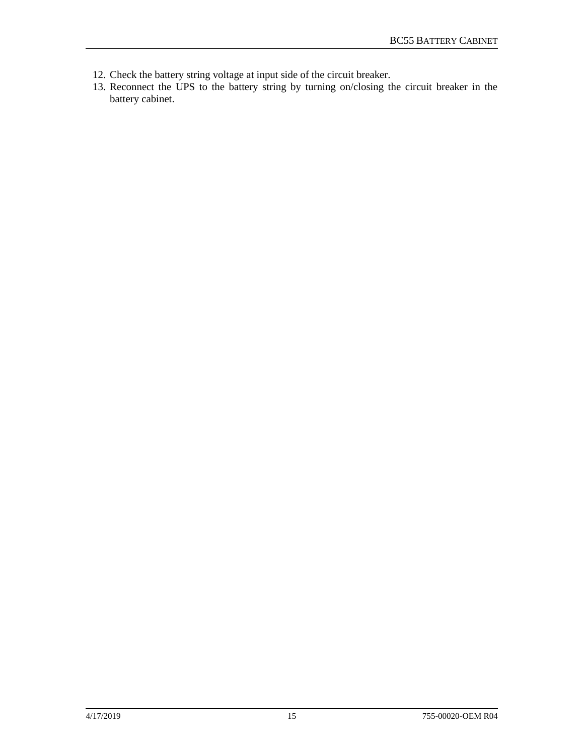12. Check the battery string voltage at input side of the circuit breaker.
13. Reconnect the UPS to the battery string by turning on/closing the circuit breaker in the battery cabinet.